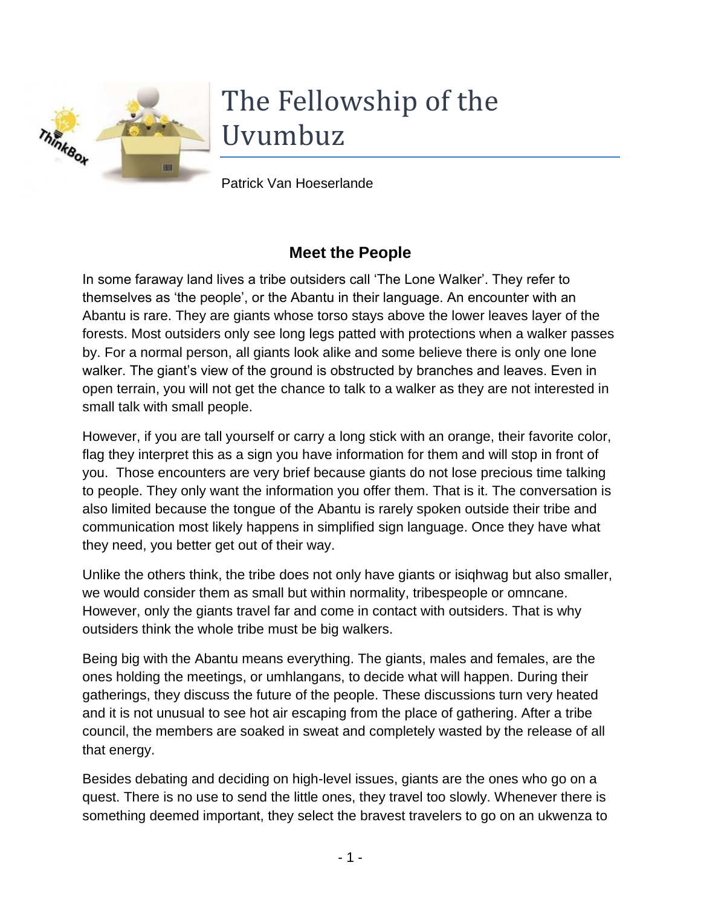# The Fellowship of the Uvumbuz

Patrick Van Hoeserlande

## Meet the People

In some faraway land lives a tribe outsiders call 'The Lone Walker'. They refer to themselves as 'the people', or the Abantu in their language. An encounter with an Abantu is rare. They are giants whose torso stays above the lower leaves layer of the forests. Most outsiders only see long legs patted with protections when a walker passes by. For a normal person, all giants look alike and some believe there is only one lone walker. The giant's view of the ground is obstructed by branches and leaves. Even in open terrain, you will not get the chance to talk to a walker as they are not interested in small talk with small people.

However, if you are tall yourself or carry a long stick with an orange, their favorite color, flag they interpret this as a sign you have information for them and will stop in front of you. Those encounters are very brief because giants do not lose precious time talking to people. They only want the information you offer them. That is it. The conversation is also limited because the tongue of the Abantu is rarely spoken outside their tribe and communication most likely happens in simplified sign language. Once they have what they need, you better get out of their way.

Unlike the others think, the tribe does not only have giants or isiqhwag but also smaller, we would consider them as small but within normality, tribespeople or omncane. However, only the giants travel far and come in contact with outsiders. That is why outsiders think the whole tribe must be big walkers.

Being big with the Abantu means everything. The giants, males and females, are the ones holding the meetings, or umhlangans, to decide what will happen. During their gatherings, they discuss the future of the people. These discussions turn very heated and it is not unusual to see hot air escaping from the place of gathering. After a tribe council, the members are soaked in sweat and completely wasted by the release of all that energy.

Besides debating and deciding on high-level issues, giants are the ones who go on a quest. There is no use to send the little ones, they travel too slowly. Whenever there is something deemed important, they select the bravest travelers to go on an ukwenza to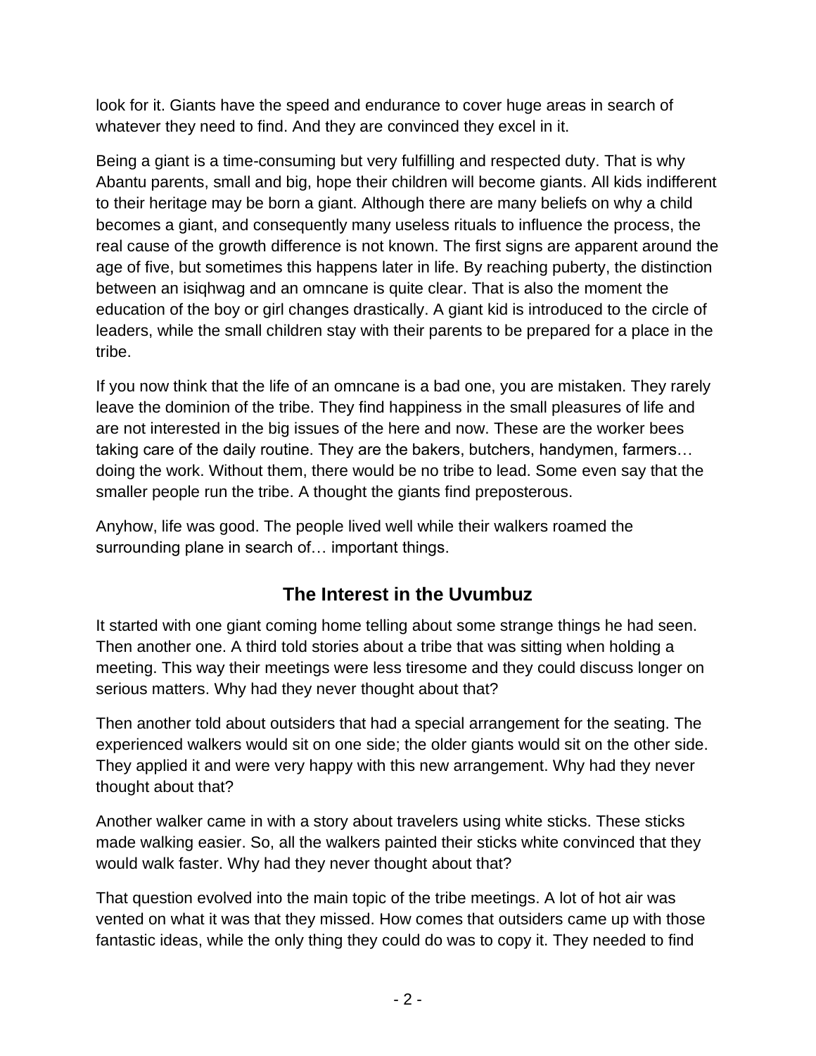look for it. Giants have the speed and endurance to cover huge areas in search of whatever they need to find. And they are convinced they excel in it.

Being a giant is a time-consuming but very fulfilling and respected duty. That is why Abantu parents, small and big, hope their children will become giants. All kids indifferent to their heritage may be born a giant. Although there are many beliefs on why a child becomes a giant, and consequently many useless rituals to influence the process, the real cause of the growth difference is not known. The first signs are apparent around the age of five, but sometimes this happens later in life. By reaching puberty, the distinction between an isiqhwag and an omncane is quite clear. That is also the moment the education of the boy or girl changes drastically. A giant kid is introduced to the circle of leaders, while the small children stay with their parents to be prepared for a place in the tribe.

If you now think that the life of an omncane is a bad one, you are mistaken. They rarely leave the dominion of the tribe. They find happiness in the small pleasures of life and are not interested in the big issues of the here and now. These are the worker bees taking care of the daily routine. They are the bakers, butchers, handymen, farmers… doing the work. Without them, there would be no tribe to lead. Some even say that the smaller people run the tribe. A thought the giants find preposterous.

Anyhow, life was good. The people lived well while their walkers roamed the surrounding plane in search of… important things.

## The Interest in the Uvumbuz

It started with one giant coming home telling about some strange things he had seen. Then another one. A third told stories about a tribe that was sitting when holding a meeting. This way their meetings were less tiresome and they could discuss longer on serious matters. Why had they never thought about that?

Then another told about outsiders that had a special arrangement for the seating. The experienced walkers would sit on one side; the older giants would sit on the other side. They applied it and were very happy with this new arrangement. Why had they never thought about that?

Another walker came in with a story about travelers using white sticks. These sticks made walking easier. So, all the walkers painted their sticks white convinced that they would walk faster. Why had they never thought about that?

That question evolved into the main topic of the tribe meetings. A lot of hot air was vented on what it was that they missed. How comes that outsiders came up with those fantastic ideas, while the only thing they could do was to copy it. They needed to find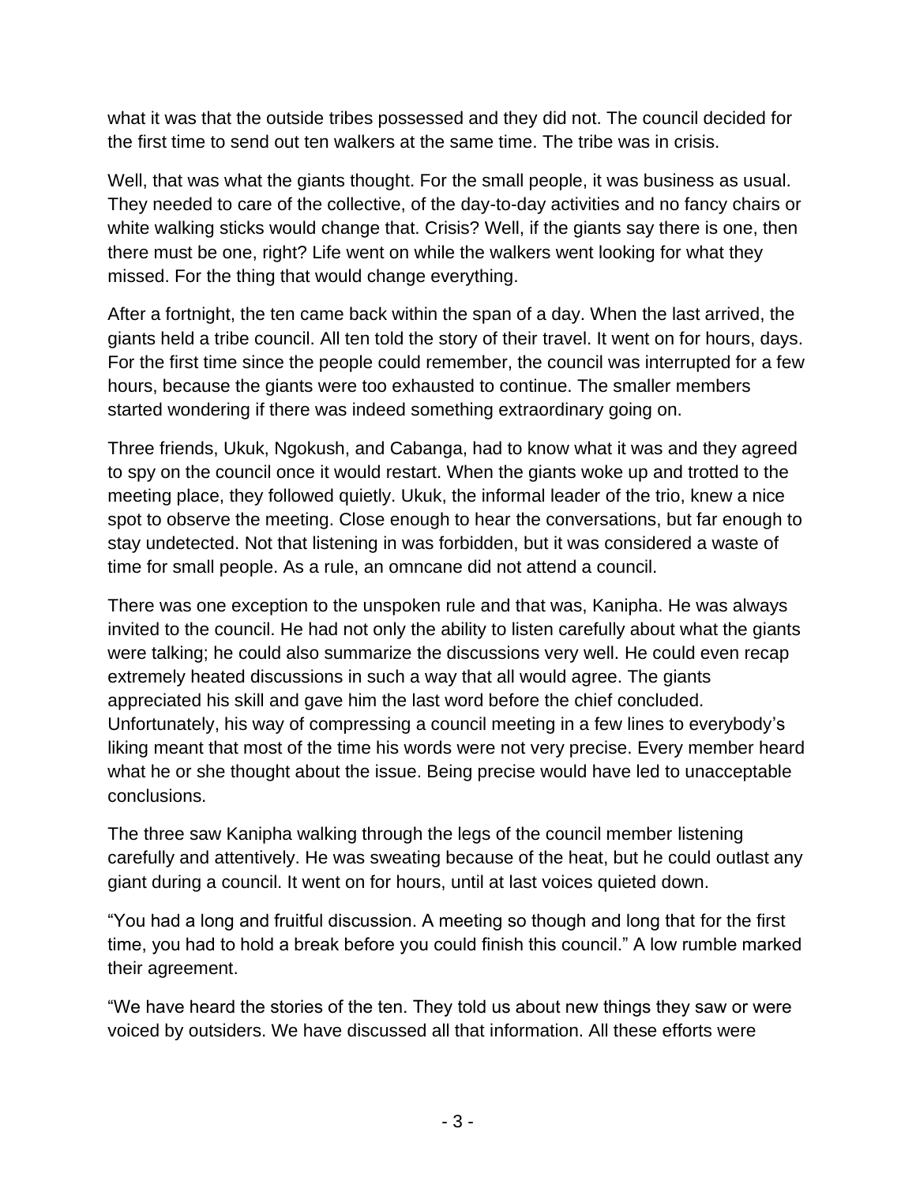what it was that the outside tribes possessed and they did not. The council decided for the first time to send out ten walkers at the same time. The tribe was in crisis.

Well, that was what the giants thought. For the small people, it was business as usual. They needed to care of the collective, of the day-to-day activities and no fancy chairs or white walking sticks would change that. Crisis? Well, if the giants say there is one, then there must be one, right? Life went on while the walkers went looking for what they missed. For the thing that would change everything.

After a fortnight, the ten came back within the span of a day. When the last arrived, the giants held a tribe council. All ten told the story of their travel. It went on for hours, days. For the first time since the people could remember, the council was interrupted for a few hours, because the giants were too exhausted to continue. The smaller members started wondering if there was indeed something extraordinary going on.

Three friends, Ukuk, Ngokush, and Cabanga, had to know what it was and they agreed to spy on the council once it would restart. When the giants woke up and trotted to the meeting place, they followed quietly. Ukuk, the informal leader of the trio, knew a nice spot to observe the meeting. Close enough to hear the conversations, but far enough to stay undetected. Not that listening in was forbidden, but it was considered a waste of time for small people. As a rule, an omncane did not attend a council.

There was one exception to the unspoken rule and that was, Kanipha. He was always invited to the council. He had not only the ability to listen carefully about what the giants were talking; he could also summarize the discussions very well. He could even recap extremely heated discussions in such a way that all would agree. The giants appreciated his skill and gave him the last word before the chief concluded. Unfortunately, his way of compressing a council meeting in a few lines to everybody's liking meant that most of the time his words were not very precise. Every member heard what he or she thought about the issue. Being precise would have led to unacceptable conclusions.

The three saw Kanipha walking through the legs of the council member listening carefully and attentively. He was sweating because of the heat, but he could outlast any giant during a council. It went on for hours, until at last voices quieted down.

"You had a long and fruitful discussion. A meeting so though and long that for the first time, you had to hold a break before you could finish this council." A low rumble marked their agreement.

"We have heard the stories of the ten. They told us about new things they saw or were voiced by outsiders. We have discussed all that information. All these efforts were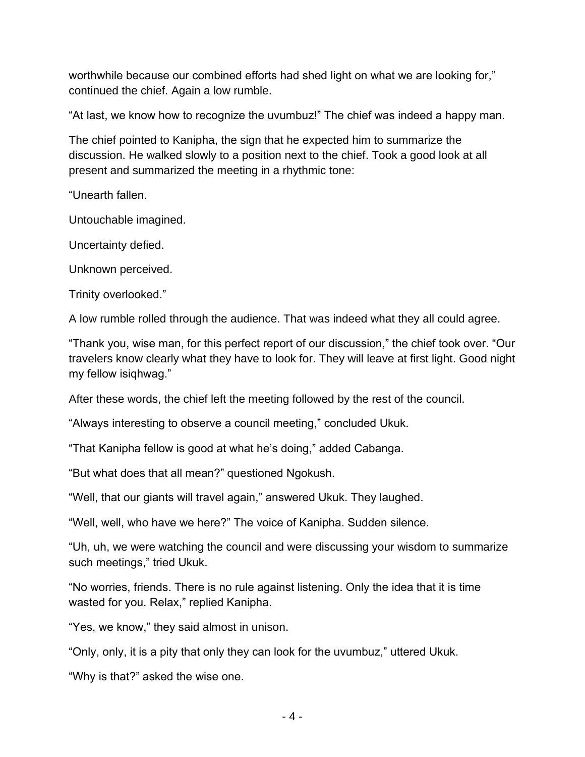worthwhile because our combined efforts had shed light on what we are looking for," continued the chief. Again a low rumble.

"At last, we know how to recognize the uvumbuz!" The chief was indeed a happy man.

The chief pointed to Kanipha, the sign that he expected him to summarize the discussion. He walked slowly to a position next to the chief. Took a good look at all present and summarized the meeting in a rhythmic tone:

"Unearth fallen.

Untouchable imagined.

Uncertainty defied.

Unknown perceived.

Trinity overlooked."

A low rumble rolled through the audience. That was indeed what they all could agree.

"Thank you, wise man, for this perfect report of our discussion," the chief took over. "Our travelers know clearly what they have to look for. They will leave at first light. Good night my fellow isiqhwag."

After these words, the chief left the meeting followed by the rest of the council.

"Always interesting to observe a council meeting," concluded Ukuk.

"That Kanipha fellow is good at what he's doing," added Cabanga.

"But what does that all mean?" questioned Ngokush.

"Well, that our giants will travel again," answered Ukuk. They laughed.

"Well, well, who have we here?" The voice of Kanipha. Sudden silence.

"Uh, uh, we were watching the council and were discussing your wisdom to summarize such meetings," tried Ukuk.

"No worries, friends. There is no rule against listening. Only the idea that it is time wasted for you. Relax," replied Kanipha.

"Yes, we know," they said almost in unison.

"Only, only, it is a pity that only they can look for the uvumbuz," uttered Ukuk.

"Why is that?" asked the wise one.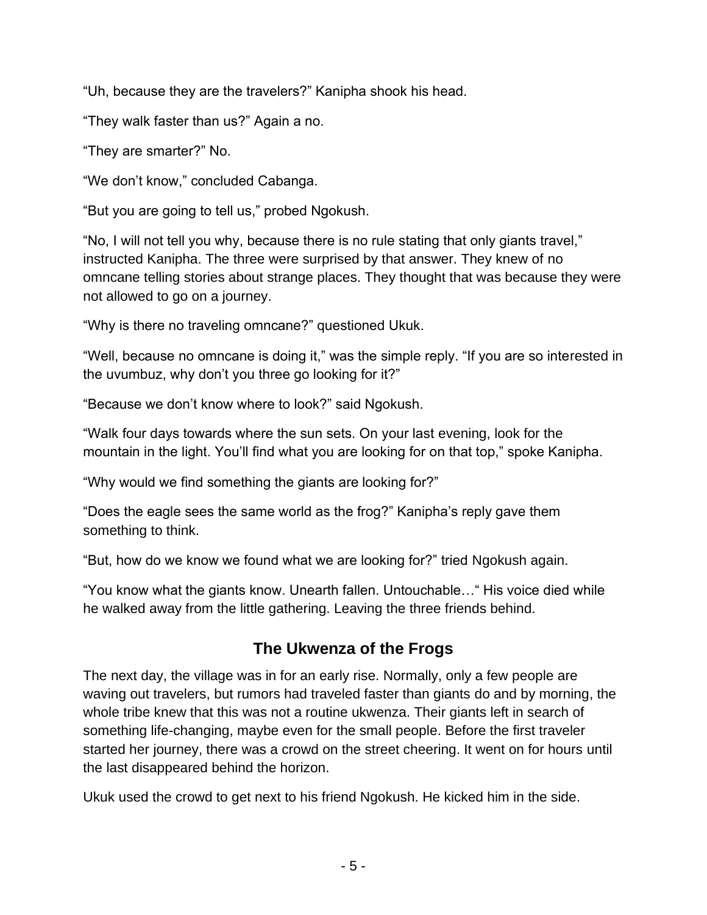“Uh, because they are the travelers?” Kanipha shook his head.

“They walk faster than us?” Again a no.

“They are smarter?” No.

“We don’t know,” concluded Cabanga.

“But you are going to tell us,” probed Ngokush.

“No, I will not tell you why, because there is no rule stating that only giants travel,” instructed Kanipha. The three were surprised by that answer. They knew of no omncane telling stories about strange places. They thought that was because they were not allowed to go on a journey.

“Why is there no traveling omncane?” questioned Ukuk.

“Well, because no omncane is doing it,” was the simple reply. “If you are so interested in the uvumbuz, why don’t you three go looking for it?”

“Because we don’t know where to look?” said Ngokush.

“Walk four days towards where the sun sets. On your last evening, look for the mountain in the light. You’ll find what you are looking for on that top,” spoke Kanipha.

“Why would we find something the giants are looking for?”

“Does the eagle sees the same world as the frog?” Kanipha’s reply gave them something to think.

“But, how do we know we found what we are looking for?” tried Ngokush again.

“You know what the giants know. Unearth fallen. Untouchable…“ His voice died while he walked away from the little gathering. Leaving the three friends behind.

## The Ukwenza of the Frogs

The next day, the village was in for an early rise. Normally, only a few people are waving out travelers, but rumors had traveled faster than giants do and by morning, the whole tribe knew that this was not a routine ukwenza. Their giants left in search of something life-changing, maybe even for the small people. Before the first traveler started her journey, there was a crowd on the street cheering. It went on for hours until the last disappeared behind the horizon.

Ukuk used the crowd to get next to his friend Ngokush. He kicked him in the side.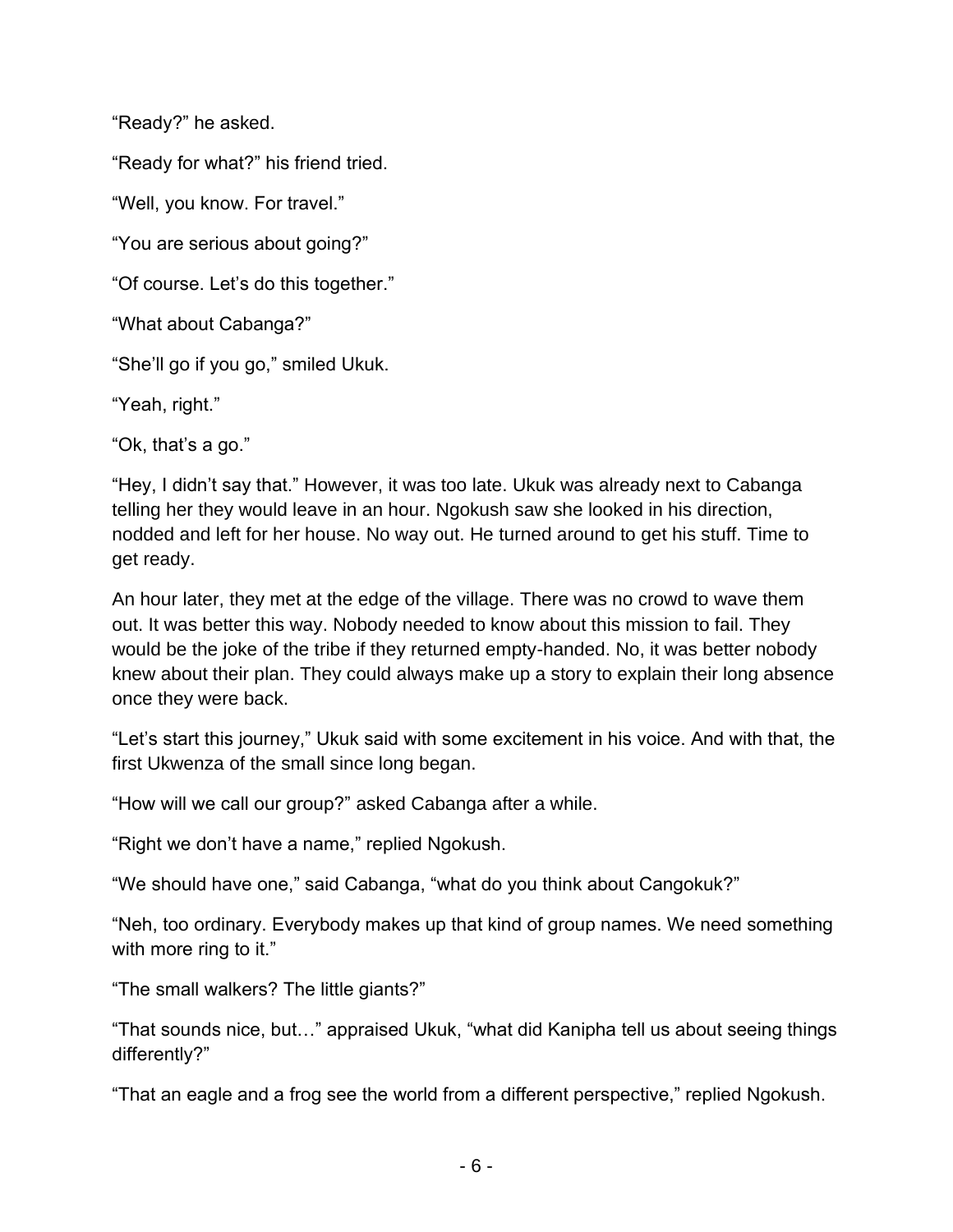“Ready?” he asked.

“Ready for what?” his friend tried.

“Well, you know. For travel.”

“You are serious about going?”

“Of course. Let’s do this together.”

“What about Cabanga?”

“She’ll go if you go,” smiled Ukuk.

“Yeah, right.”

“Ok, that’s a go.”

“Hey, I didn’t say that.” However, it was too late. Ukuk was already next to Cabanga telling her they would leave in an hour. Ngokush saw she looked in his direction, nodded and left for her house. No way out. He turned around to get his stuff. Time to get ready.

An hour later, they met at the edge of the village. There was no crowd to wave them out. It was better this way. Nobody needed to know about this mission to fail. They would be the joke of the tribe if they returned empty-handed. No, it was better nobody knew about their plan. They could always make up a story to explain their long absence once they were back.

“Let’s start this journey,” Ukuk said with some excitement in his voice. And with that, the first Ukwenza of the small since long began.

“How will we call our group?” asked Cabanga after a while.

“Right we don’t have a name,” replied Ngokush.

“We should have one,” said Cabanga, “what do you think about Cangokuk?”

“Neh, too ordinary. Everybody makes up that kind of group names. We need something with more ring to it.”

“The small walkers? The little giants?”

“That sounds nice, but…” appraised Ukuk, “what did Kanipha tell us about seeing things differently?”

“That an eagle and a frog see the world from a different perspective,” replied Ngokush.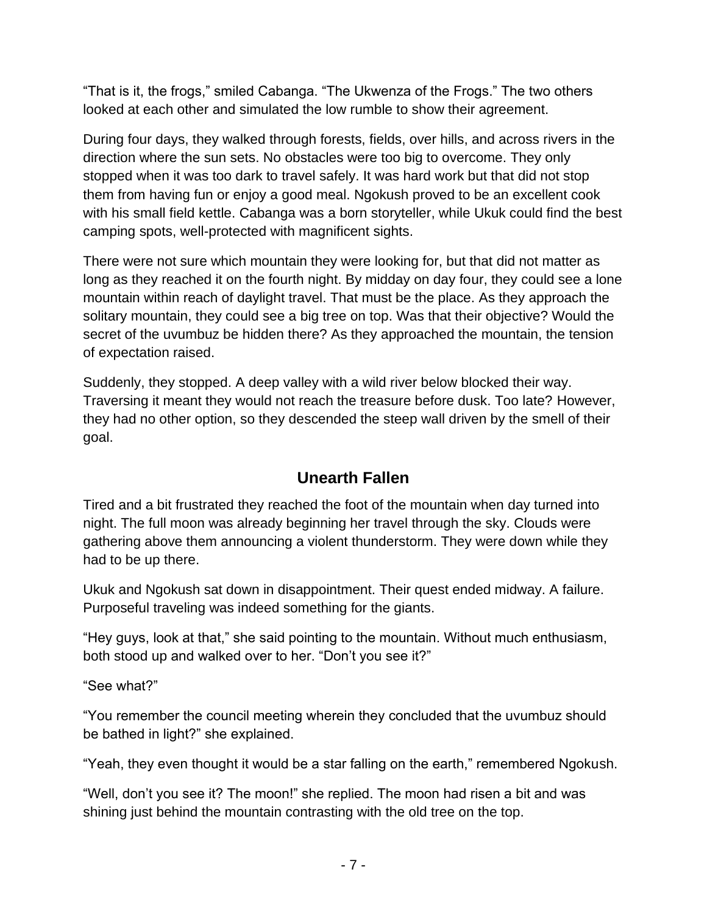"That is it, the frogs," smiled Cabanga. "The Ukwenza of the Frogs." The two others looked at each other and simulated the low rumble to show their agreement.

During four days, they walked through forests, fields, over hills, and across rivers in the direction where the sun sets. No obstacles were too big to overcome. They only stopped when it was too dark to travel safely. It was hard work but that did not stop them from having fun or enjoy a good meal. Ngokush proved to be an excellent cook with his small field kettle. Cabanga was a born storyteller, while Ukuk could find the best camping spots, well-protected with magnificent sights.

There were not sure which mountain they were looking for, but that did not matter as long as they reached it on the fourth night. By midday on day four, they could see a lone mountain within reach of daylight travel. That must be the place. As they approach the solitary mountain, they could see a big tree on top. Was that their objective? Would the secret of the uvumbuz be hidden there? As they approached the mountain, the tension of expectation raised.

Suddenly, they stopped. A deep valley with a wild river below blocked their way. Traversing it meant they would not reach the treasure before dusk. Too late? However, they had no other option, so they descended the steep wall driven by the smell of their goal.

## Unearth Fallen

Tired and a bit frustrated they reached the foot of the mountain when day turned into night. The full moon was already beginning her travel through the sky. Clouds were gathering above them announcing a violent thunderstorm. They were down while they had to be up there.

Ukuk and Ngokush sat down in disappointment. Their quest ended midway. A failure. Purposeful traveling was indeed something for the giants.

"Hey guys, look at that," she said pointing to the mountain. Without much enthusiasm, both stood up and walked over to her. "Don't you see it?"

"See what?"

"You remember the council meeting wherein they concluded that the uvumbuz should be bathed in light?" she explained.

"Yeah, they even thought it would be a star falling on the earth," remembered Ngokush.

"Well, don't you see it? The moon!" she replied. The moon had risen a bit and was shining just behind the mountain contrasting with the old tree on the top.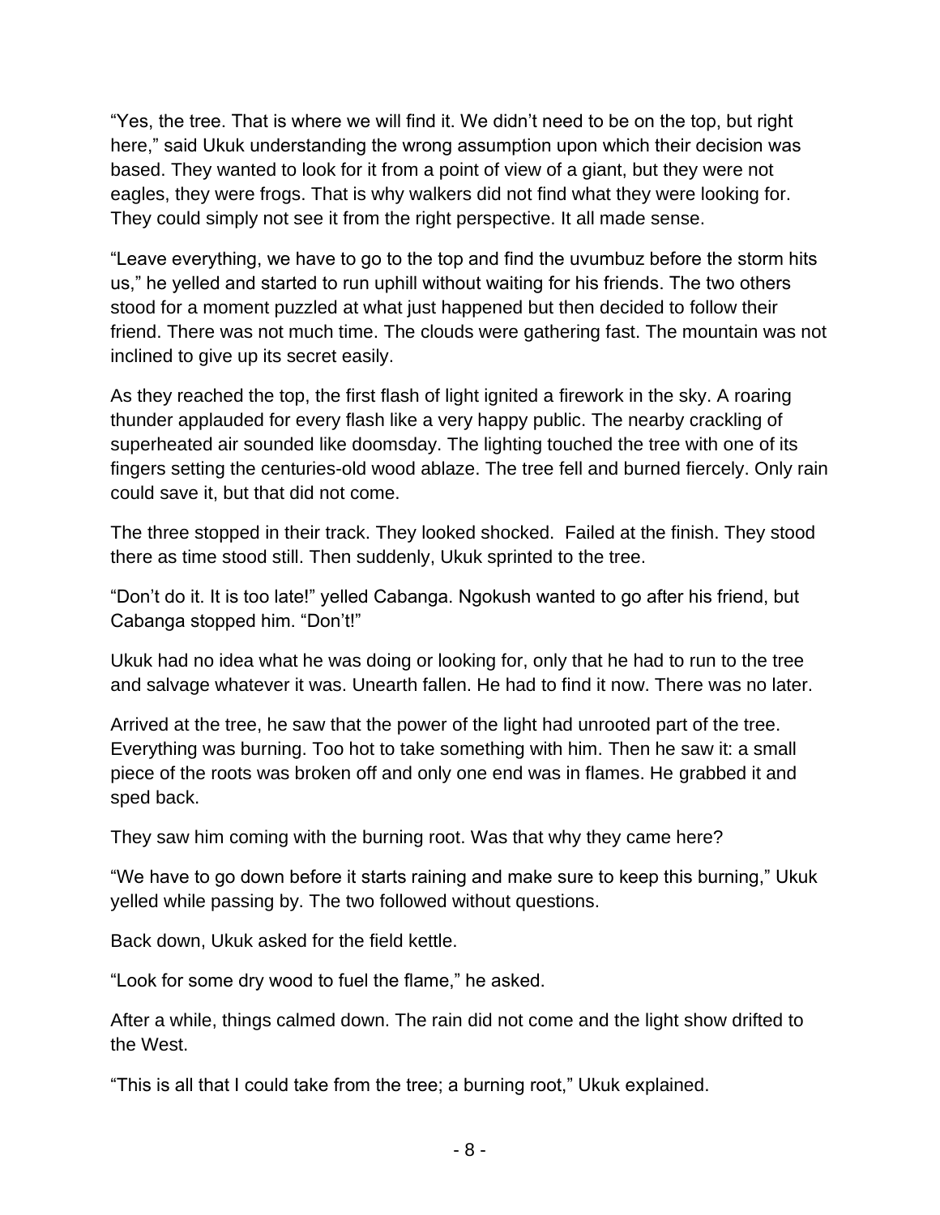"Yes, the tree. That is where we will find it. We didn't need to be on the top, but right here," said Ukuk understanding the wrong assumption upon which their decision was based. They wanted to look for it from a point of view of a giant, but they were not eagles, they were frogs. That is why walkers did not find what they were looking for. They could simply not see it from the right perspective. It all made sense.

"Leave everything, we have to go to the top and find the uvumbuz before the storm hits us," he yelled and started to run uphill without waiting for his friends. The two others stood for a moment puzzled at what just happened but then decided to follow their friend. There was not much time. The clouds were gathering fast. The mountain was not inclined to give up its secret easily.

As they reached the top, the first flash of light ignited a firework in the sky. A roaring thunder applauded for every flash like a very happy public. The nearby crackling of superheated air sounded like doomsday. The lighting touched the tree with one of its fingers setting the centuries-old wood ablaze. The tree fell and burned fiercely. Only rain could save it, but that did not come.

The three stopped in their track. They looked shocked.  Failed at the finish. They stood there as time stood still. Then suddenly, Ukuk sprinted to the tree.

"Don't do it. It is too late!" yelled Cabanga. Ngokush wanted to go after his friend, but Cabanga stopped him. "Don't!"

Ukuk had no idea what he was doing or looking for, only that he had to run to the tree and salvage whatever it was. Unearth fallen. He had to find it now. There was no later.

Arrived at the tree, he saw that the power of the light had unrooted part of the tree. Everything was burning. Too hot to take something with him. Then he saw it: a small piece of the roots was broken off and only one end was in flames. He grabbed it and sped back.

They saw him coming with the burning root. Was that why they came here?

"We have to go down before it starts raining and make sure to keep this burning," Ukuk yelled while passing by. The two followed without questions.

Back down, Ukuk asked for the field kettle.

"Look for some dry wood to fuel the flame," he asked.

After a while, things calmed down. The rain did not come and the light show drifted to the West.

"This is all that I could take from the tree; a burning root," Ukuk explained.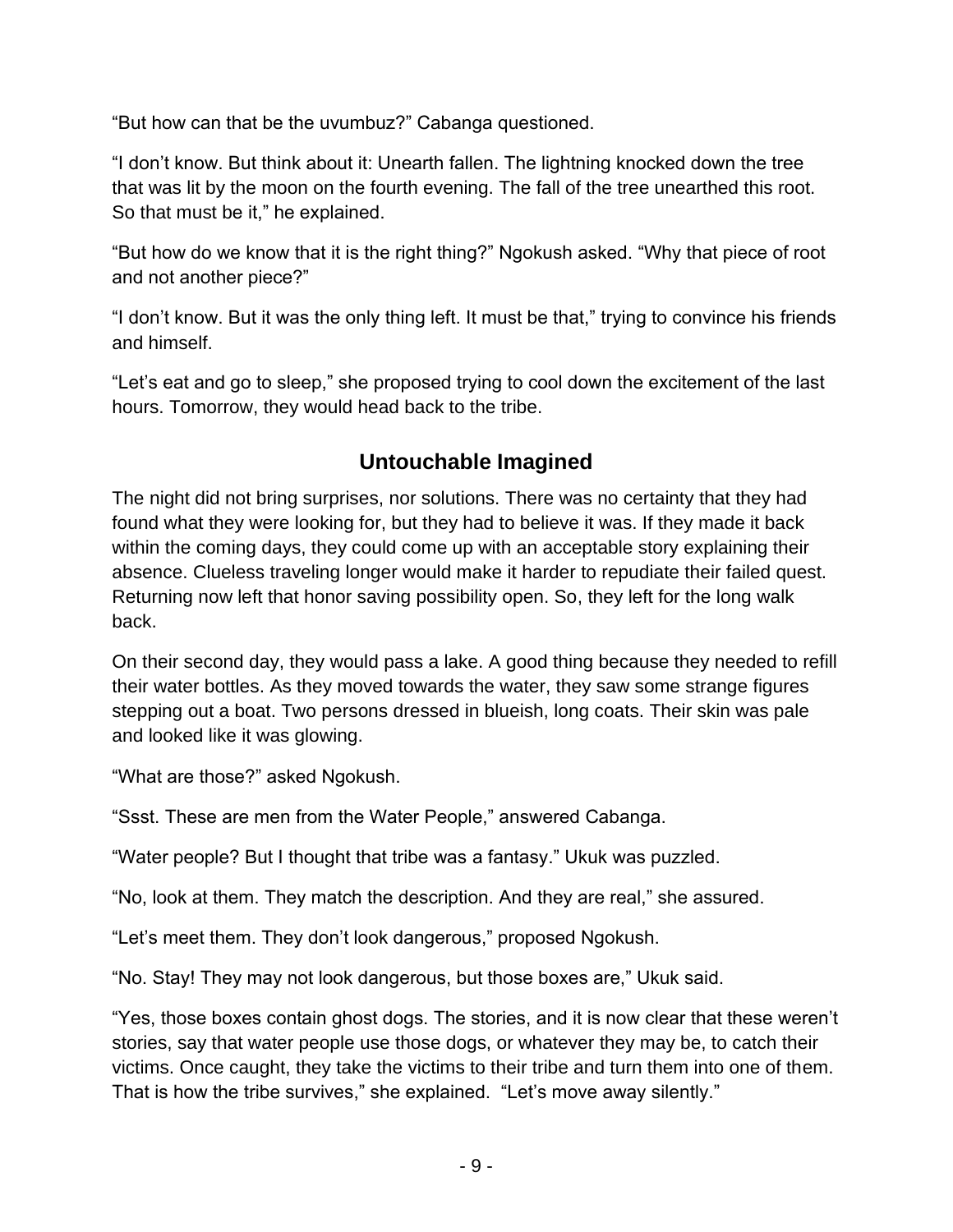"But how can that be the uvumbuz?" Cabanga questioned.

"I don't know. But think about it: Unearth fallen. The lightning knocked down the tree that was lit by the moon on the fourth evening. The fall of the tree unearthed this root. So that must be it," he explained.

"But how do we know that it is the right thing?" Ngokush asked. "Why that piece of root and not another piece?"

"I don't know. But it was the only thing left. It must be that," trying to convince his friends and himself.

"Let's eat and go to sleep," she proposed trying to cool down the excitement of the last hours. Tomorrow, they would head back to the tribe.

## Untouchable Imagined

The night did not bring surprises, nor solutions. There was no certainty that they had found what they were looking for, but they had to believe it was. If they made it back within the coming days, they could come up with an acceptable story explaining their absence. Clueless traveling longer would make it harder to repudiate their failed quest. Returning now left that honor saving possibility open. So, they left for the long walk back.

On their second day, they would pass a lake. A good thing because they needed to refill their water bottles. As they moved towards the water, they saw some strange figures stepping out a boat. Two persons dressed in blueish, long coats. Their skin was pale and looked like it was glowing.

"What are those?" asked Ngokush.

"Ssst. These are men from the Water People," answered Cabanga.

"Water people? But I thought that tribe was a fantasy." Ukuk was puzzled.

"No, look at them. They match the description. And they are real," she assured.

"Let's meet them. They don't look dangerous," proposed Ngokush.

"No. Stay! They may not look dangerous, but those boxes are," Ukuk said.

"Yes, those boxes contain ghost dogs. The stories, and it is now clear that these weren't stories, say that water people use those dogs, or whatever they may be, to catch their victims. Once caught, they take the victims to their tribe and turn them into one of them. That is how the tribe survives," she explained. "Let's move away silently."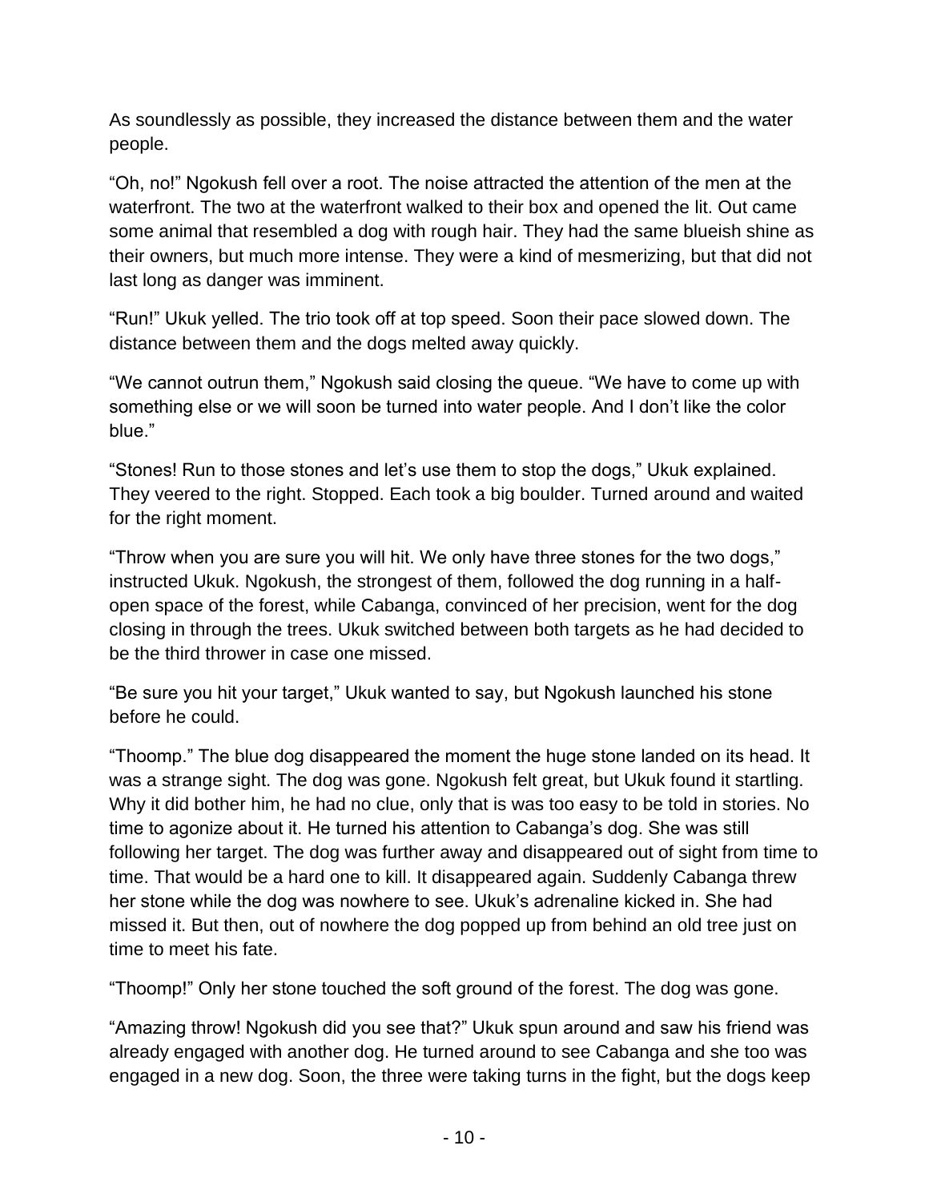As soundlessly as possible, they increased the distance between them and the water people.

“Oh, no!” Ngokush fell over a root. The noise attracted the attention of the men at the waterfront. The two at the waterfront walked to their box and opened the lit. Out came some animal that resembled a dog with rough hair. They had the same blueish shine as their owners, but much more intense. They were a kind of mesmerizing, but that did not last long as danger was imminent.

“Run!” Ukuk yelled. The trio took off at top speed. Soon their pace slowed down. The distance between them and the dogs melted away quickly.

“We cannot outrun them,” Ngokush said closing the queue. “We have to come up with something else or we will soon be turned into water people. And I don’t like the color blue.”

“Stones! Run to those stones and let’s use them to stop the dogs,” Ukuk explained. They veered to the right. Stopped. Each took a big boulder. Turned around and waited for the right moment.

“Throw when you are sure you will hit. We only have three stones for the two dogs,” instructed Ukuk. Ngokush, the strongest of them, followed the dog running in a half-open space of the forest, while Cabanga, convinced of her precision, went for the dog closing in through the trees. Ukuk switched between both targets as he had decided to be the third thrower in case one missed.

“Be sure you hit your target,” Ukuk wanted to say, but Ngokush launched his stone before he could.

“Thoomp.” The blue dog disappeared the moment the huge stone landed on its head. It was a strange sight. The dog was gone. Ngokush felt great, but Ukuk found it startling. Why it did bother him, he had no clue, only that is was too easy to be told in stories. No time to agonize about it. He turned his attention to Cabanga’s dog. She was still following her target. The dog was further away and disappeared out of sight from time to time. That would be a hard one to kill. It disappeared again. Suddenly Cabanga threw her stone while the dog was nowhere to see. Ukuk’s adrenaline kicked in. She had missed it. But then, out of nowhere the dog popped up from behind an old tree just on time to meet his fate.

“Thoomp!” Only her stone touched the soft ground of the forest. The dog was gone.

“Amazing throw! Ngokush did you see that?” Ukuk spun around and saw his friend was already engaged with another dog. He turned around to see Cabanga and she too was engaged in a new dog. Soon, the three were taking turns in the fight, but the dogs keep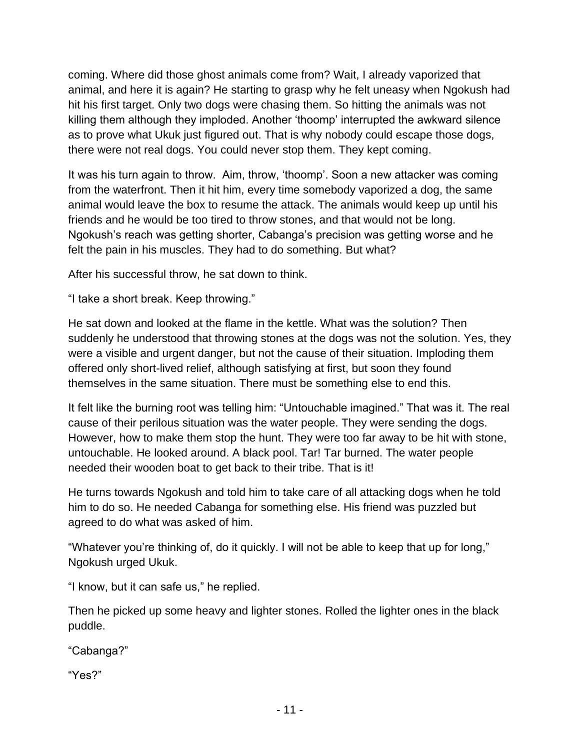coming. Where did those ghost animals come from? Wait, I already vaporized that animal, and here it is again? He starting to grasp why he felt uneasy when Ngokush had hit his first target. Only two dogs were chasing them. So hitting the animals was not killing them although they imploded. Another 'thoomp' interrupted the awkward silence as to prove what Ukuk just figured out. That is why nobody could escape those dogs, there were not real dogs. You could never stop them. They kept coming.

It was his turn again to throw. Aim, throw, 'thoomp'. Soon a new attacker was coming from the waterfront. Then it hit him, every time somebody vaporized a dog, the same animal would leave the box to resume the attack. The animals would keep up until his friends and he would be too tired to throw stones, and that would not be long. Ngokush's reach was getting shorter, Cabanga's precision was getting worse and he felt the pain in his muscles. They had to do something. But what?

After his successful throw, he sat down to think.

"I take a short break. Keep throwing."

He sat down and looked at the flame in the kettle. What was the solution? Then suddenly he understood that throwing stones at the dogs was not the solution. Yes, they were a visible and urgent danger, but not the cause of their situation. Imploding them offered only short-lived relief, although satisfying at first, but soon they found themselves in the same situation. There must be something else to end this.

It felt like the burning root was telling him: "Untouchable imagined." That was it. The real cause of their perilous situation was the water people. They were sending the dogs. However, how to make them stop the hunt. They were too far away to be hit with stone, untouchable. He looked around. A black pool. Tar! Tar burned. The water people needed their wooden boat to get back to their tribe. That is it!

He turns towards Ngokush and told him to take care of all attacking dogs when he told him to do so. He needed Cabanga for something else. His friend was puzzled but agreed to do what was asked of him.

"Whatever you're thinking of, do it quickly. I will not be able to keep that up for long," Ngokush urged Ukuk.

"I know, but it can safe us," he replied.

Then he picked up some heavy and lighter stones. Rolled the lighter ones in the black puddle.

"Cabanga?"

"Yes?"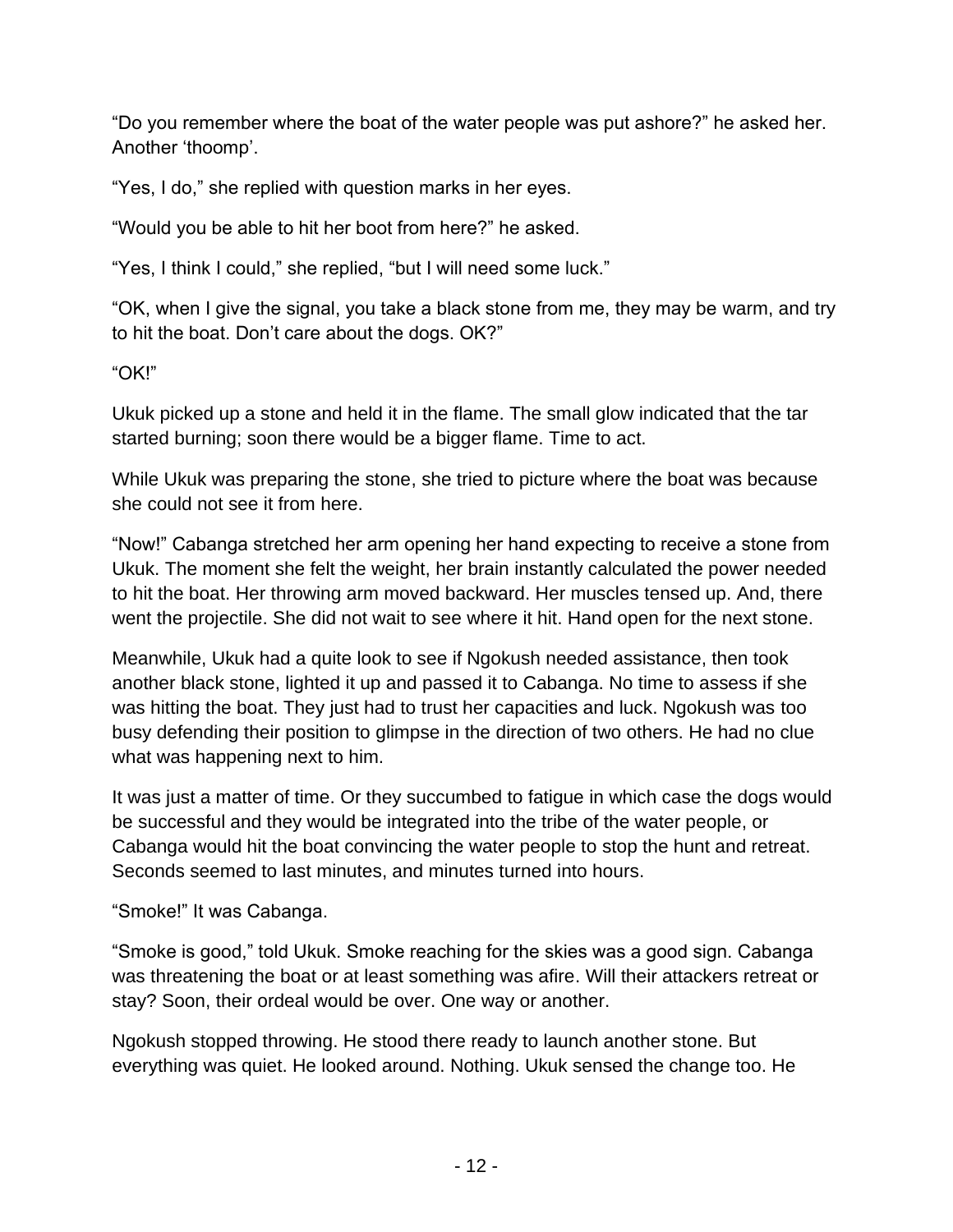"Do you remember where the boat of the water people was put ashore?" he asked her. Another 'thoomp'.

"Yes, I do," she replied with question marks in her eyes.

"Would you be able to hit her boot from here?" he asked.

"Yes, I think I could," she replied, "but I will need some luck."

"OK, when I give the signal, you take a black stone from me, they may be warm, and try to hit the boat. Don't care about the dogs. OK?"

"OK!"

Ukuk picked up a stone and held it in the flame. The small glow indicated that the tar started burning; soon there would be a bigger flame. Time to act.

While Ukuk was preparing the stone, she tried to picture where the boat was because she could not see it from here.

"Now!" Cabanga stretched her arm opening her hand expecting to receive a stone from Ukuk. The moment she felt the weight, her brain instantly calculated the power needed to hit the boat. Her throwing arm moved backward. Her muscles tensed up. And, there went the projectile. She did not wait to see where it hit. Hand open for the next stone.

Meanwhile, Ukuk had a quite look to see if Ngokush needed assistance, then took another black stone, lighted it up and passed it to Cabanga. No time to assess if she was hitting the boat. They just had to trust her capacities and luck. Ngokush was too busy defending their position to glimpse in the direction of two others. He had no clue what was happening next to him.

It was just a matter of time. Or they succumbed to fatigue in which case the dogs would be successful and they would be integrated into the tribe of the water people, or Cabanga would hit the boat convincing the water people to stop the hunt and retreat. Seconds seemed to last minutes, and minutes turned into hours.

"Smoke!" It was Cabanga.

"Smoke is good," told Ukuk. Smoke reaching for the skies was a good sign. Cabanga was threatening the boat or at least something was afire. Will their attackers retreat or stay? Soon, their ordeal would be over. One way or another.

Ngokush stopped throwing. He stood there ready to launch another stone. But everything was quiet. He looked around. Nothing. Ukuk sensed the change too. He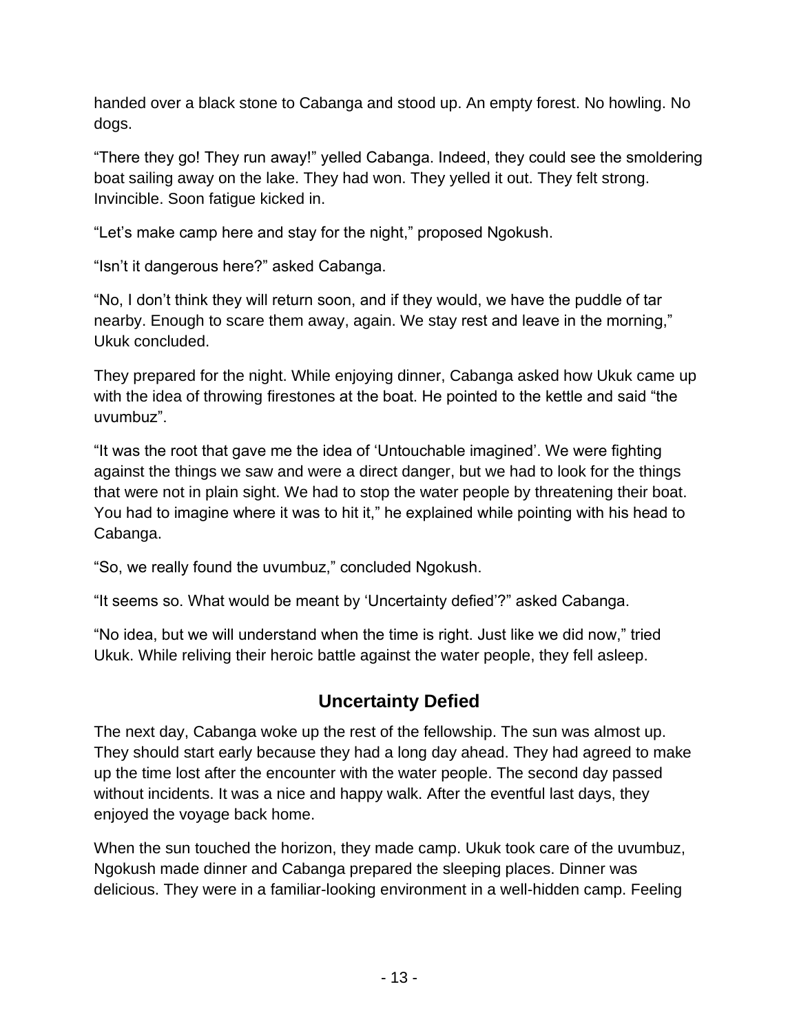handed over a black stone to Cabanga and stood up. An empty forest. No howling. No dogs.

“There they go! They run away!” yelled Cabanga. Indeed, they could see the smoldering boat sailing away on the lake. They had won. They yelled it out. They felt strong. Invincible. Soon fatigue kicked in.

“Let’s make camp here and stay for the night,” proposed Ngokush.

“Isn’t it dangerous here?” asked Cabanga.

“No, I don’t think they will return soon, and if they would, we have the puddle of tar nearby. Enough to scare them away, again. We stay rest and leave in the morning,” Ukuk concluded.

They prepared for the night. While enjoying dinner, Cabanga asked how Ukuk came up with the idea of throwing firestones at the boat. He pointed to the kettle and said “the uvumbuz”.

“It was the root that gave me the idea of ‘Untouchable imagined’. We were fighting against the things we saw and were a direct danger, but we had to look for the things that were not in plain sight. We had to stop the water people by threatening their boat. You had to imagine where it was to hit it,” he explained while pointing with his head to Cabanga.

“So, we really found the uvumbuz,” concluded Ngokush.

“It seems so. What would be meant by ‘Uncertainty defied’?” asked Cabanga.

“No idea, but we will understand when the time is right. Just like we did now,” tried Ukuk. While reliving their heroic battle against the water people, they fell asleep.

## Uncertainty Defied

The next day, Cabanga woke up the rest of the fellowship. The sun was almost up. They should start early because they had a long day ahead. They had agreed to make up the time lost after the encounter with the water people. The second day passed without incidents. It was a nice and happy walk. After the eventful last days, they enjoyed the voyage back home.

When the sun touched the horizon, they made camp. Ukuk took care of the uvumbuz, Ngokush made dinner and Cabanga prepared the sleeping places. Dinner was delicious. They were in a familiar-looking environment in a well-hidden camp. Feeling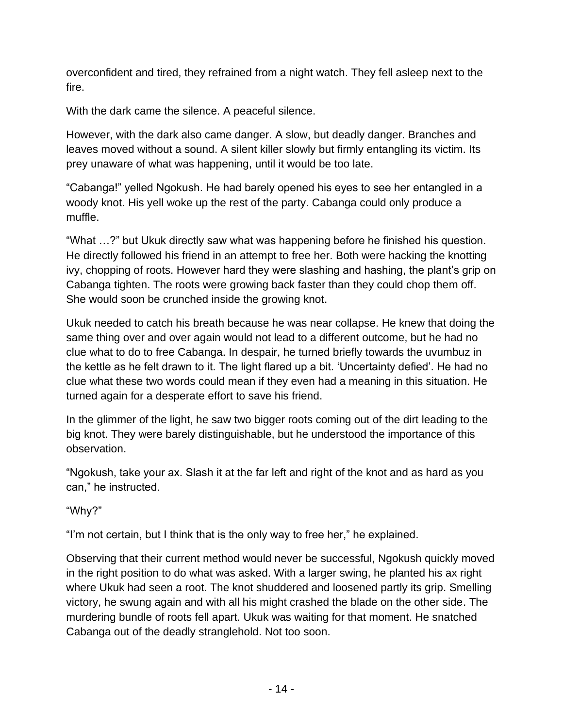overconfident and tired, they refrained from a night watch. They fell asleep next to the fire.

With the dark came the silence. A peaceful silence.

However, with the dark also came danger. A slow, but deadly danger. Branches and leaves moved without a sound. A silent killer slowly but firmly entangling its victim. Its prey unaware of what was happening, until it would be too late.

“Cabanga!” yelled Ngokush. He had barely opened his eyes to see her entangled in a woody knot. His yell woke up the rest of the party. Cabanga could only produce a muffle.

“What …?” but Ukuk directly saw what was happening before he finished his question. He directly followed his friend in an attempt to free her. Both were hacking the knotting ivy, chopping of roots. However hard they were slashing and hashing, the plant’s grip on Cabanga tighten. The roots were growing back faster than they could chop them off. She would soon be crunched inside the growing knot.

Ukuk needed to catch his breath because he was near collapse. He knew that doing the same thing over and over again would not lead to a different outcome, but he had no clue what to do to free Cabanga. In despair, he turned briefly towards the uvumbuz in the kettle as he felt drawn to it. The light flared up a bit. ‘Uncertainty defied’. He had no clue what these two words could mean if they even had a meaning in this situation. He turned again for a desperate effort to save his friend.

In the glimmer of the light, he saw two bigger roots coming out of the dirt leading to the big knot. They were barely distinguishable, but he understood the importance of this observation.

“Ngokush, take your ax. Slash it at the far left and right of the knot and as hard as you can,” he instructed.

“Why?”

“I’m not certain, but I think that is the only way to free her,” he explained.

Observing that their current method would never be successful, Ngokush quickly moved in the right position to do what was asked. With a larger swing, he planted his ax right where Ukuk had seen a root. The knot shuddered and loosened partly its grip. Smelling victory, he swung again and with all his might crashed the blade on the other side. The murdering bundle of roots fell apart. Ukuk was waiting for that moment. He snatched Cabanga out of the deadly stranglehold. Not too soon.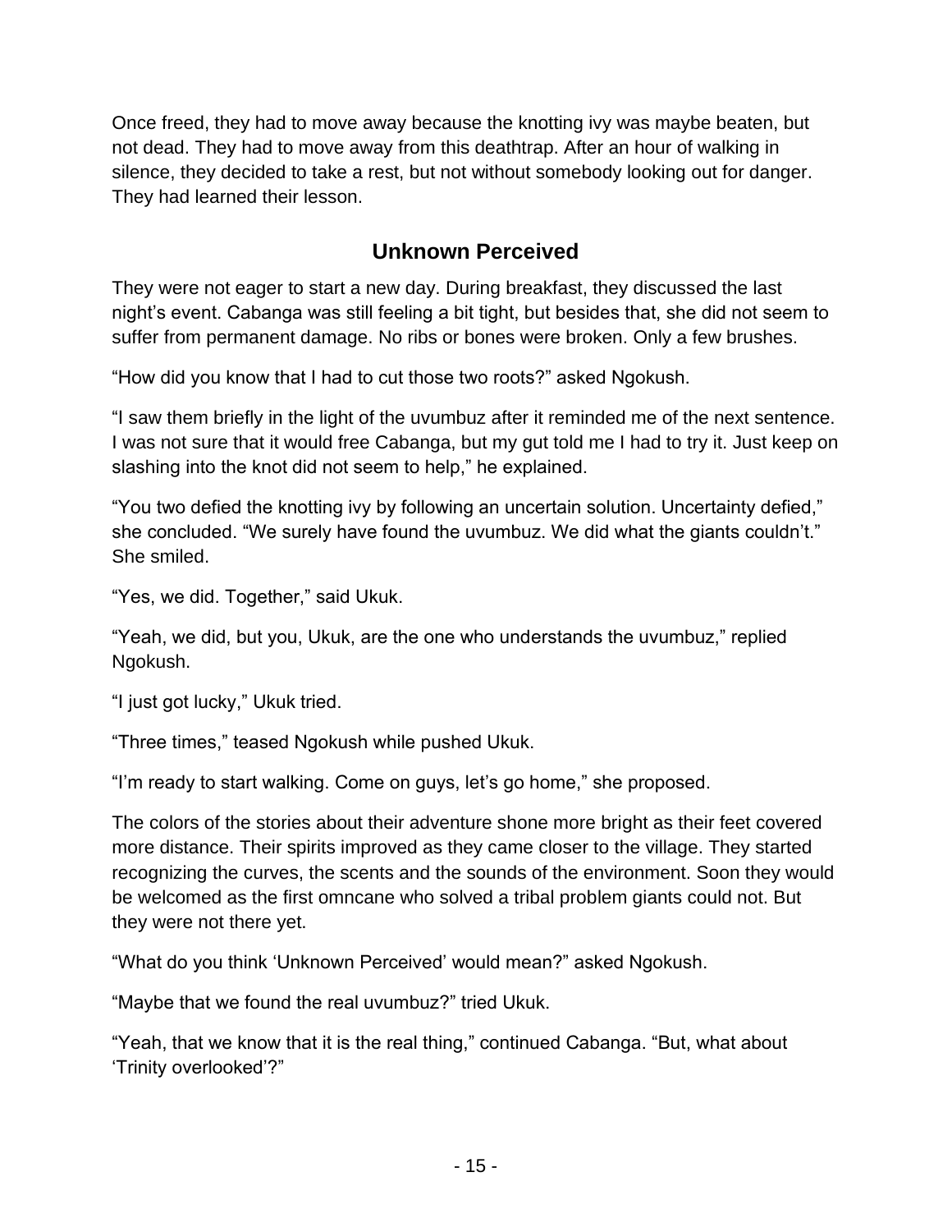Once freed, they had to move away because the knotting ivy was maybe beaten, but not dead. They had to move away from this deathtrap. After an hour of walking in silence, they decided to take a rest, but not without somebody looking out for danger. They had learned their lesson.

## Unknown Perceived

They were not eager to start a new day. During breakfast, they discussed the last night's event. Cabanga was still feeling a bit tight, but besides that, she did not seem to suffer from permanent damage. No ribs or bones were broken. Only a few brushes.

"How did you know that I had to cut those two roots?" asked Ngokush.

"I saw them briefly in the light of the uvumbuz after it reminded me of the next sentence. I was not sure that it would free Cabanga, but my gut told me I had to try it. Just keep on slashing into the knot did not seem to help," he explained.

"You two defied the knotting ivy by following an uncertain solution. Uncertainty defied," she concluded. "We surely have found the uvumbuz. We did what the giants couldn't." She smiled.

"Yes, we did. Together," said Ukuk.

"Yeah, we did, but you, Ukuk, are the one who understands the uvumbuz," replied Ngokush.

"I just got lucky," Ukuk tried.

"Three times," teased Ngokush while pushed Ukuk.

"I'm ready to start walking. Come on guys, let's go home," she proposed.

The colors of the stories about their adventure shone more bright as their feet covered more distance. Their spirits improved as they came closer to the village. They started recognizing the curves, the scents and the sounds of the environment. Soon they would be welcomed as the first omncane who solved a tribal problem giants could not. But they were not there yet.

"What do you think 'Unknown Perceived' would mean?" asked Ngokush.

"Maybe that we found the real uvumbuz?" tried Ukuk.

"Yeah, that we know that it is the real thing," continued Cabanga. "But, what about 'Trinity overlooked'?"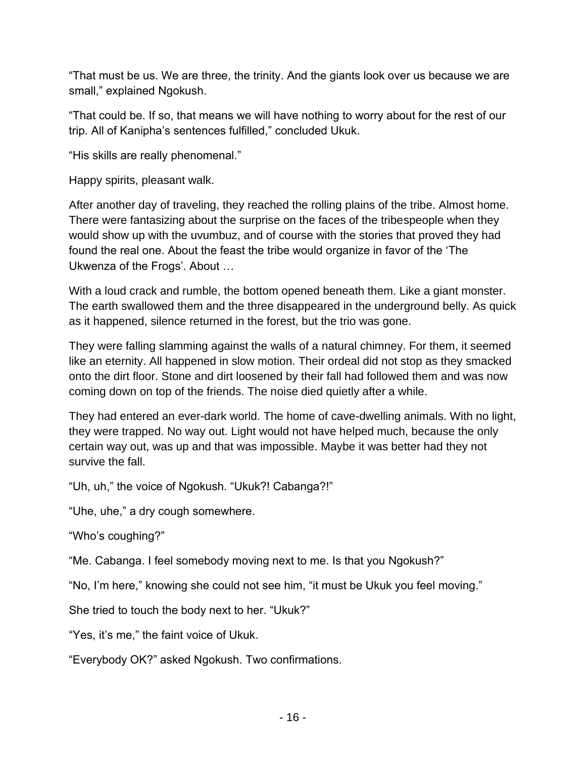"That must be us. We are three, the trinity. And the giants look over us because we are small," explained Ngokush.

"That could be. If so, that means we will have nothing to worry about for the rest of our trip. All of Kanipha's sentences fulfilled," concluded Ukuk.

"His skills are really phenomenal."

Happy spirits, pleasant walk.

After another day of traveling, they reached the rolling plains of the tribe. Almost home. There were fantasizing about the surprise on the faces of the tribespeople when they would show up with the uvumbuz, and of course with the stories that proved they had found the real one. About the feast the tribe would organize in favor of the 'The Ukwenza of the Frogs'. About …

With a loud crack and rumble, the bottom opened beneath them. Like a giant monster. The earth swallowed them and the three disappeared in the underground belly. As quick as it happened, silence returned in the forest, but the trio was gone.

They were falling slamming against the walls of a natural chimney. For them, it seemed like an eternity. All happened in slow motion. Their ordeal did not stop as they smacked onto the dirt floor. Stone and dirt loosened by their fall had followed them and was now coming down on top of the friends. The noise died quietly after a while.

They had entered an ever-dark world. The home of cave-dwelling animals. With no light, they were trapped. No way out. Light would not have helped much, because the only certain way out, was up and that was impossible. Maybe it was better had they not survive the fall.

"Uh, uh," the voice of Ngokush. "Ukuk?! Cabanga?!"

"Uhe, uhe," a dry cough somewhere.

"Who's coughing?"

"Me. Cabanga. I feel somebody moving next to me. Is that you Ngokush?"

"No, I'm here," knowing she could not see him, "it must be Ukuk you feel moving."

She tried to touch the body next to her. "Ukuk?"

"Yes, it's me," the faint voice of Ukuk.

"Everybody OK?" asked Ngokush. Two confirmations.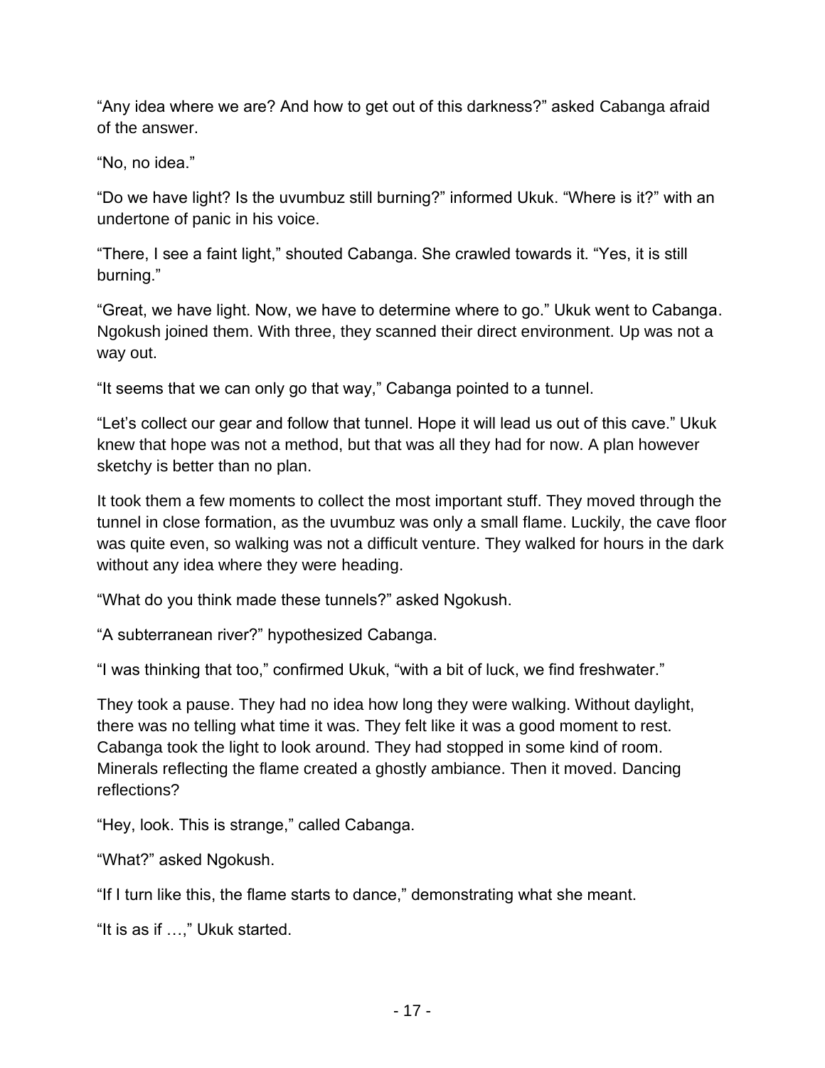"Any idea where we are? And how to get out of this darkness?" asked Cabanga afraid of the answer.

"No, no idea."

"Do we have light? Is the uvumbuz still burning?" informed Ukuk. "Where is it?" with an undertone of panic in his voice.

"There, I see a faint light," shouted Cabanga. She crawled towards it. "Yes, it is still burning."

"Great, we have light. Now, we have to determine where to go." Ukuk went to Cabanga. Ngokush joined them. With three, they scanned their direct environment. Up was not a way out.

"It seems that we can only go that way," Cabanga pointed to a tunnel.

"Let's collect our gear and follow that tunnel. Hope it will lead us out of this cave." Ukuk knew that hope was not a method, but that was all they had for now. A plan however sketchy is better than no plan.

It took them a few moments to collect the most important stuff. They moved through the tunnel in close formation, as the uvumbuz was only a small flame. Luckily, the cave floor was quite even, so walking was not a difficult venture. They walked for hours in the dark without any idea where they were heading.

"What do you think made these tunnels?" asked Ngokush.

"A subterranean river?" hypothesized Cabanga.

"I was thinking that too," confirmed Ukuk, "with a bit of luck, we find freshwater."

They took a pause. They had no idea how long they were walking. Without daylight, there was no telling what time it was. They felt like it was a good moment to rest. Cabanga took the light to look around. They had stopped in some kind of room. Minerals reflecting the flame created a ghostly ambiance. Then it moved. Dancing reflections?

"Hey, look. This is strange," called Cabanga.

"What?" asked Ngokush.

"If I turn like this, the flame starts to dance," demonstrating what she meant.

"It is as if …," Ukuk started.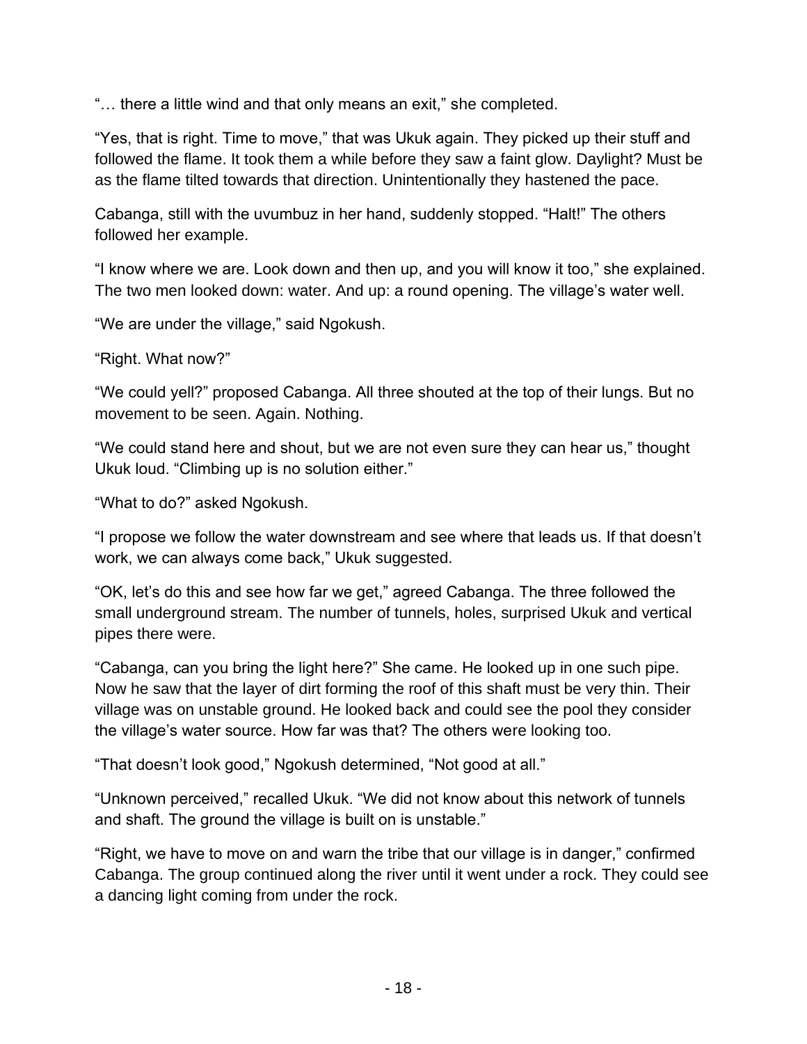"… there a little wind and that only means an exit," she completed.

"Yes, that is right. Time to move," that was Ukuk again. They picked up their stuff and followed the flame. It took them a while before they saw a faint glow. Daylight? Must be as the flame tilted towards that direction. Unintentionally they hastened the pace.

Cabanga, still with the uvumbuz in her hand, suddenly stopped. "Halt!" The others followed her example.

"I know where we are. Look down and then up, and you will know it too," she explained. The two men looked down: water. And up: a round opening. The village's water well.

"We are under the village," said Ngokush.

"Right. What now?"

"We could yell?" proposed Cabanga. All three shouted at the top of their lungs. But no movement to be seen. Again. Nothing.

"We could stand here and shout, but we are not even sure they can hear us," thought Ukuk loud. "Climbing up is no solution either."

"What to do?" asked Ngokush.

"I propose we follow the water downstream and see where that leads us. If that doesn't work, we can always come back," Ukuk suggested.

"OK, let's do this and see how far we get," agreed Cabanga. The three followed the small underground stream. The number of tunnels, holes, surprised Ukuk and vertical pipes there were.

"Cabanga, can you bring the light here?" She came. He looked up in one such pipe. Now he saw that the layer of dirt forming the roof of this shaft must be very thin. Their village was on unstable ground. He looked back and could see the pool they consider the village's water source. How far was that? The others were looking too.

"That doesn't look good," Ngokush determined, "Not good at all."

"Unknown perceived," recalled Ukuk. "We did not know about this network of tunnels and shaft. The ground the village is built on is unstable."

"Right, we have to move on and warn the tribe that our village is in danger," confirmed Cabanga. The group continued along the river until it went under a rock. They could see a dancing light coming from under the rock.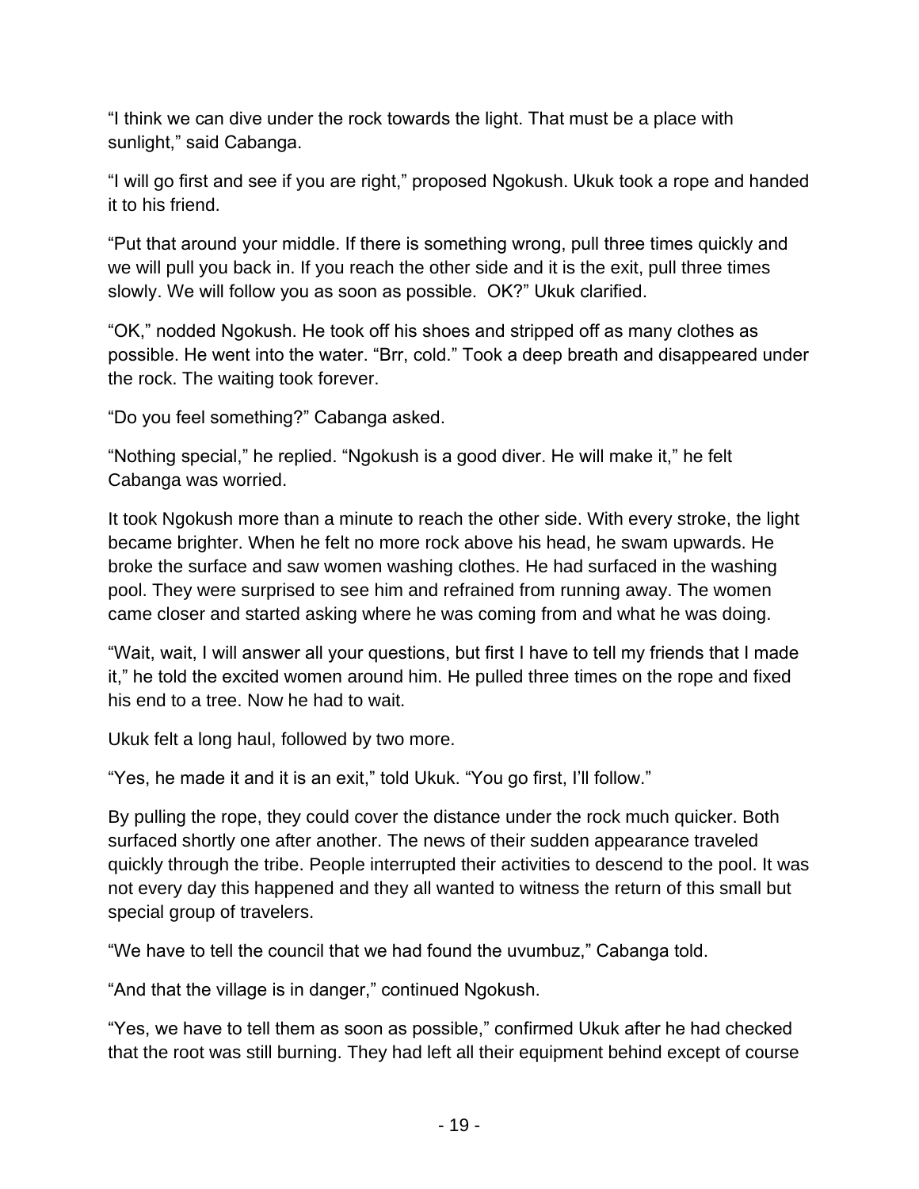"I think we can dive under the rock towards the light. That must be a place with sunlight," said Cabanga.

"I will go first and see if you are right," proposed Ngokush. Ukuk took a rope and handed it to his friend.

"Put that around your middle. If there is something wrong, pull three times quickly and we will pull you back in. If you reach the other side and it is the exit, pull three times slowly. We will follow you as soon as possible.  OK?" Ukuk clarified.

"OK," nodded Ngokush. He took off his shoes and stripped off as many clothes as possible. He went into the water. "Brr, cold." Took a deep breath and disappeared under the rock. The waiting took forever.

"Do you feel something?" Cabanga asked.

"Nothing special," he replied. "Ngokush is a good diver. He will make it," he felt Cabanga was worried.

It took Ngokush more than a minute to reach the other side. With every stroke, the light became brighter. When he felt no more rock above his head, he swam upwards. He broke the surface and saw women washing clothes. He had surfaced in the washing pool. They were surprised to see him and refrained from running away. The women came closer and started asking where he was coming from and what he was doing.

"Wait, wait, I will answer all your questions, but first I have to tell my friends that I made it," he told the excited women around him. He pulled three times on the rope and fixed his end to a tree. Now he had to wait.

Ukuk felt a long haul, followed by two more.

"Yes, he made it and it is an exit," told Ukuk. "You go first, I'll follow."

By pulling the rope, they could cover the distance under the rock much quicker. Both surfaced shortly one after another. The news of their sudden appearance traveled quickly through the tribe. People interrupted their activities to descend to the pool. It was not every day this happened and they all wanted to witness the return of this small but special group of travelers.

"We have to tell the council that we had found the uvumbuz," Cabanga told.

"And that the village is in danger," continued Ngokush.

"Yes, we have to tell them as soon as possible," confirmed Ukuk after he had checked that the root was still burning. They had left all their equipment behind except of course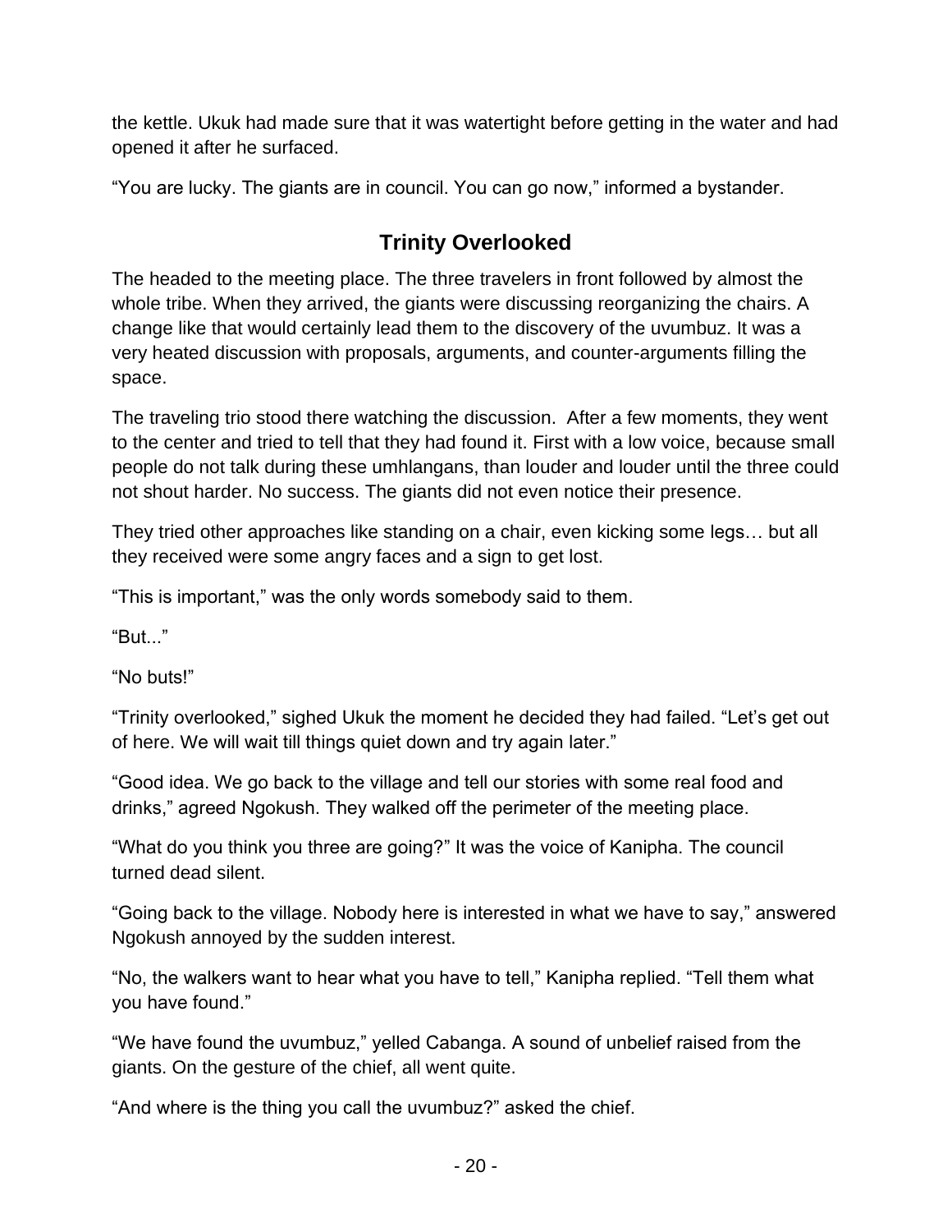the kettle. Ukuk had made sure that it was watertight before getting in the water and had opened it after he surfaced.

“You are lucky. The giants are in council. You can go now,” informed a bystander.

## Trinity Overlooked

The headed to the meeting place. The three travelers in front followed by almost the whole tribe. When they arrived, the giants were discussing reorganizing the chairs. A change like that would certainly lead them to the discovery of the uvumbuz. It was a very heated discussion with proposals, arguments, and counter-arguments filling the space.

The traveling trio stood there watching the discussion. After a few moments, they went to the center and tried to tell that they had found it. First with a low voice, because small people do not talk during these umhlangans, than louder and louder until the three could not shout harder. No success. The giants did not even notice their presence.

They tried other approaches like standing on a chair, even kicking some legs… but all they received were some angry faces and a sign to get lost.

“This is important,” was the only words somebody said to them.

“But...”

“No buts!”

“Trinity overlooked,” sighed Ukuk the moment he decided they had failed. “Let’s get out of here. We will wait till things quiet down and try again later.”

“Good idea. We go back to the village and tell our stories with some real food and drinks,” agreed Ngokush. They walked off the perimeter of the meeting place.

“What do you think you three are going?” It was the voice of Kanipha. The council turned dead silent.

“Going back to the village. Nobody here is interested in what we have to say,” answered Ngokush annoyed by the sudden interest.

“No, the walkers want to hear what you have to tell,” Kanipha replied. “Tell them what you have found.”

“We have found the uvumbuz,” yelled Cabanga. A sound of unbelief raised from the giants. On the gesture of the chief, all went quite.

“And where is the thing you call the uvumbuz?” asked the chief.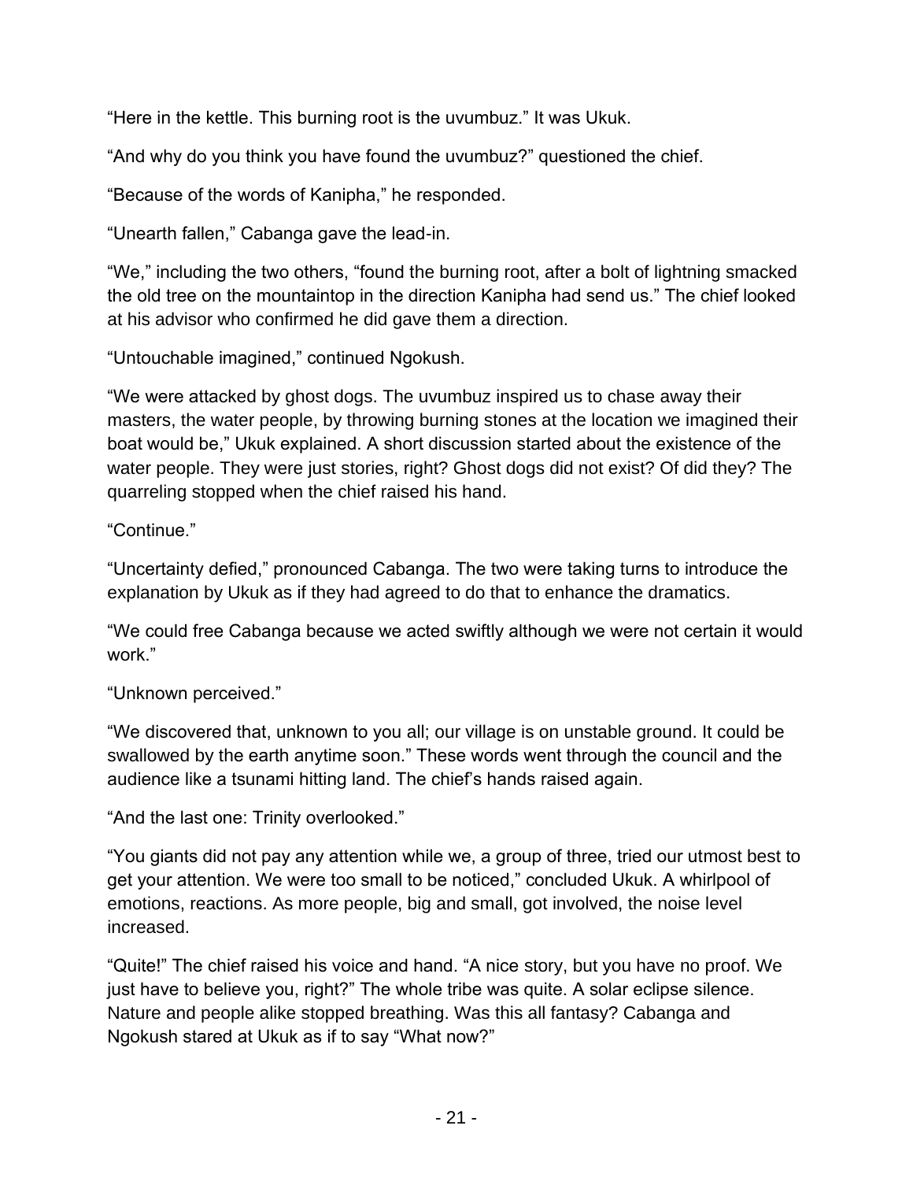“Here in the kettle. This burning root is the uvumbuz.” It was Ukuk.

“And why do you think you have found the uvumbuz?” questioned the chief.

“Because of the words of Kanipha,” he responded.

“Unearth fallen,” Cabanga gave the lead-in.

“We,” including the two others, “found the burning root, after a bolt of lightning smacked the old tree on the mountaintop in the direction Kanipha had send us.” The chief looked at his advisor who confirmed he did gave them a direction.

“Untouchable imagined,” continued Ngokush.

“We were attacked by ghost dogs. The uvumbuz inspired us to chase away their masters, the water people, by throwing burning stones at the location we imagined their boat would be,” Ukuk explained. A short discussion started about the existence of the water people. They were just stories, right? Ghost dogs did not exist? Of did they? The quarreling stopped when the chief raised his hand.

“Continue.”

“Uncertainty defied,” pronounced Cabanga. The two were taking turns to introduce the explanation by Ukuk as if they had agreed to do that to enhance the dramatics.

“We could free Cabanga because we acted swiftly although we were not certain it would work.”

“Unknown perceived.”

“We discovered that, unknown to you all; our village is on unstable ground. It could be swallowed by the earth anytime soon.” These words went through the council and the audience like a tsunami hitting land. The chief’s hands raised again.

“And the last one: Trinity overlooked.”

“You giants did not pay any attention while we, a group of three, tried our utmost best to get your attention. We were too small to be noticed,” concluded Ukuk. A whirlpool of emotions, reactions. As more people, big and small, got involved, the noise level increased.

“Quite!” The chief raised his voice and hand. “A nice story, but you have no proof. We just have to believe you, right?” The whole tribe was quite. A solar eclipse silence. Nature and people alike stopped breathing. Was this all fantasy? Cabanga and Ngokush stared at Ukuk as if to say “What now?”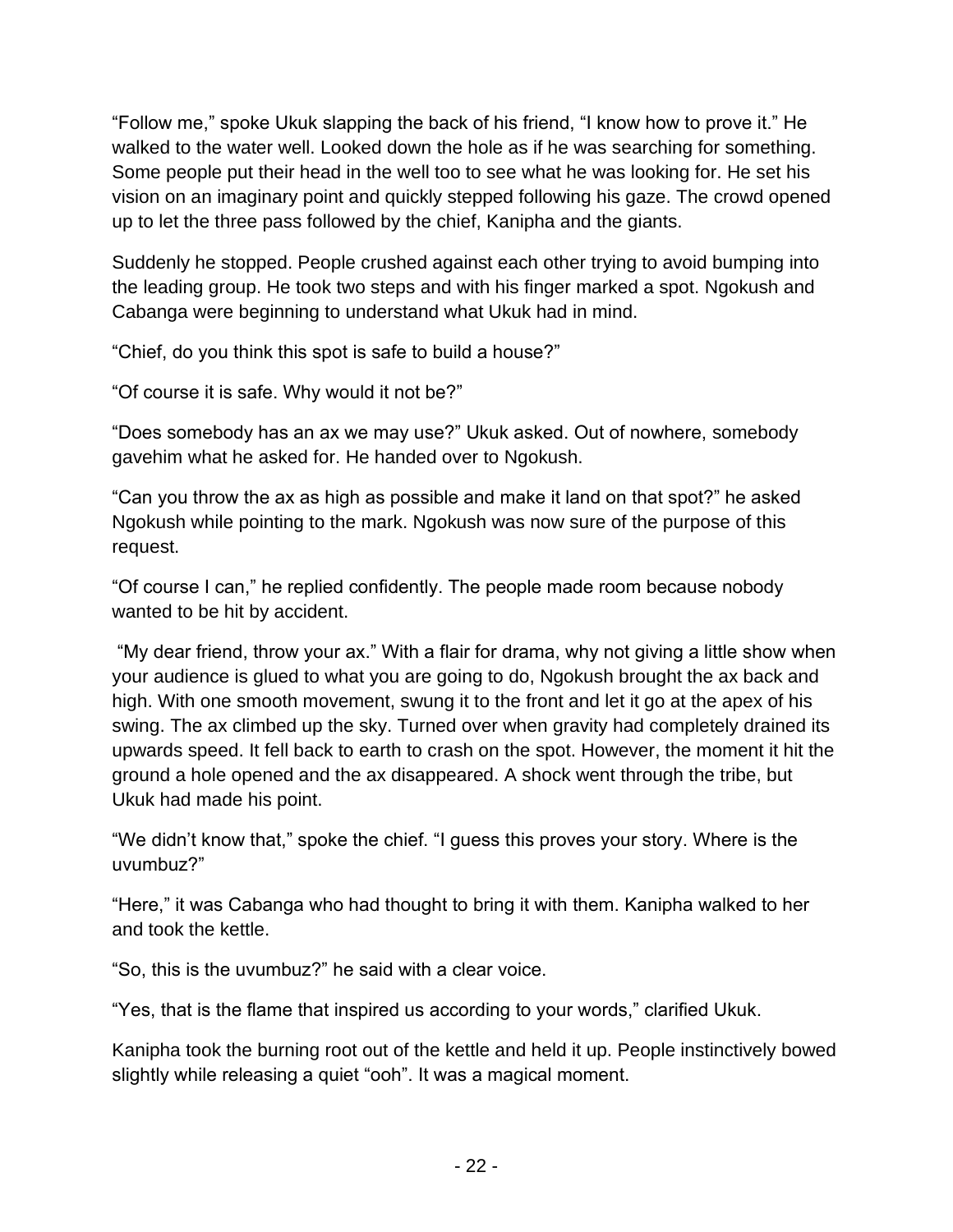“Follow me,” spoke Ukuk slapping the back of his friend, “I know how to prove it.” He walked to the water well. Looked down the hole as if he was searching for something. Some people put their head in the well too to see what he was looking for. He set his vision on an imaginary point and quickly stepped following his gaze. The crowd opened up to let the three pass followed by the chief, Kanipha and the giants.

Suddenly he stopped. People crushed against each other trying to avoid bumping into the leading group. He took two steps and with his finger marked a spot. Ngokush and Cabanga were beginning to understand what Ukuk had in mind.

“Chief, do you think this spot is safe to build a house?”

“Of course it is safe. Why would it not be?”

“Does somebody has an ax we may use?” Ukuk asked. Out of nowhere, somebody gavehim what he asked for. He handed over to Ngokush.

“Can you throw the ax as high as possible and make it land on that spot?” he asked Ngokush while pointing to the mark. Ngokush was now sure of the purpose of this request.

“Of course I can,” he replied confidently. The people made room because nobody wanted to be hit by accident.

“My dear friend, throw your ax.” With a flair for drama, why not giving a little show when your audience is glued to what you are going to do, Ngokush brought the ax back and high. With one smooth movement, swung it to the front and let it go at the apex of his swing. The ax climbed up the sky. Turned over when gravity had completely drained its upwards speed. It fell back to earth to crash on the spot. However, the moment it hit the ground a hole opened and the ax disappeared. A shock went through the tribe, but Ukuk had made his point.

“We didn’t know that,” spoke the chief. “I guess this proves your story. Where is the uvumbuz?”

“Here,” it was Cabanga who had thought to bring it with them. Kanipha walked to her and took the kettle.

“So, this is the uvumbuz?” he said with a clear voice.

“Yes, that is the flame that inspired us according to your words,” clarified Ukuk.

Kanipha took the burning root out of the kettle and held it up. People instinctively bowed slightly while releasing a quiet “ooh”. It was a magical moment.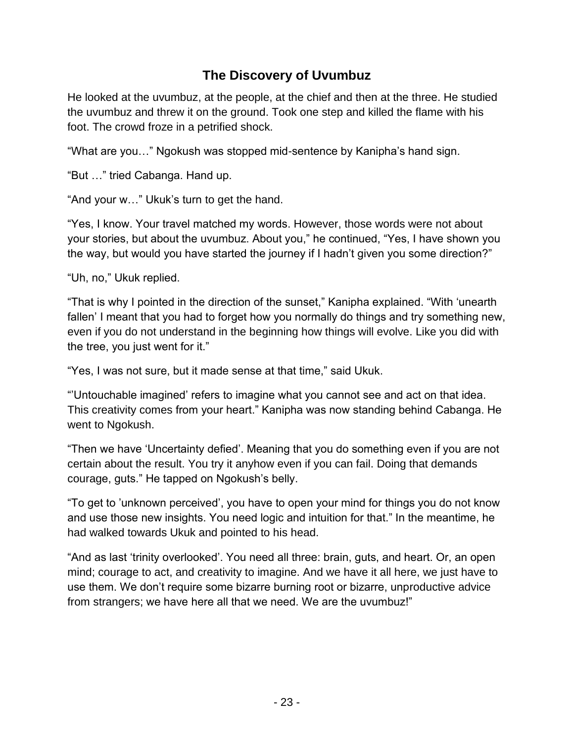## The Discovery of Uvumbuz

He looked at the uvumbuz, at the people, at the chief and then at the three. He studied the uvumbuz and threw it on the ground. Took one step and killed the flame with his foot. The crowd froze in a petrified shock.

"What are you…" Ngokush was stopped mid-sentence by Kanipha's hand sign.

"But …" tried Cabanga. Hand up.

"And your w…" Ukuk's turn to get the hand.

"Yes, I know. Your travel matched my words. However, those words were not about your stories, but about the uvumbuz. About you," he continued, "Yes, I have shown you the way, but would you have started the journey if I hadn't given you some direction?"

"Uh, no," Ukuk replied.

"That is why I pointed in the direction of the sunset," Kanipha explained. "With 'unearth fallen' I meant that you had to forget how you normally do things and try something new, even if you do not understand in the beginning how things will evolve. Like you did with the tree, you just went for it."

"Yes, I was not sure, but it made sense at that time," said Ukuk.

"'Untouchable imagined' refers to imagine what you cannot see and act on that idea. This creativity comes from your heart." Kanipha was now standing behind Cabanga. He went to Ngokush.

"Then we have 'Uncertainty defied'. Meaning that you do something even if you are not certain about the result. You try it anyhow even if you can fail. Doing that demands courage, guts." He tapped on Ngokush's belly.

"To get to 'unknown perceived', you have to open your mind for things you do not know and use those new insights. You need logic and intuition for that." In the meantime, he had walked towards Ukuk and pointed to his head.

"And as last 'trinity overlooked'. You need all three: brain, guts, and heart. Or, an open mind; courage to act, and creativity to imagine. And we have it all here, we just have to use them. We don't require some bizarre burning root or bizarre, unproductive advice from strangers; we have here all that we need. We are the uvumbuz!"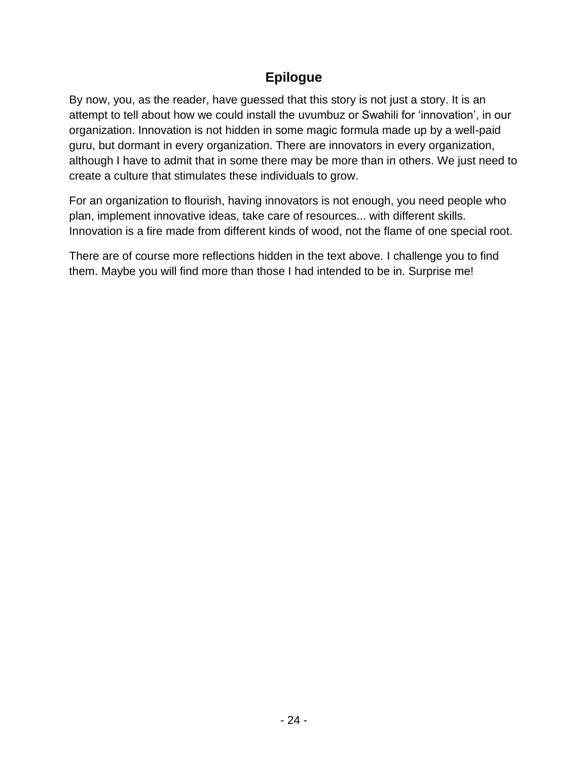## Epilogue

By now, you, as the reader, have guessed that this story is not just a story. It is an attempt to tell about how we could install the uvumbuz or Swahili for 'innovation', in our organization. Innovation is not hidden in some magic formula made up by a well-paid guru, but dormant in every organization. There are innovators in every organization, although I have to admit that in some there may be more than in others. We just need to create a culture that stimulates these individuals to grow.

For an organization to flourish, having innovators is not enough, you need people who plan, implement innovative ideas, take care of resources... with different skills. Innovation is a fire made from different kinds of wood, not the flame of one special root.

There are of course more reflections hidden in the text above. I challenge you to find them. Maybe you will find more than those I had intended to be in. Surprise me!